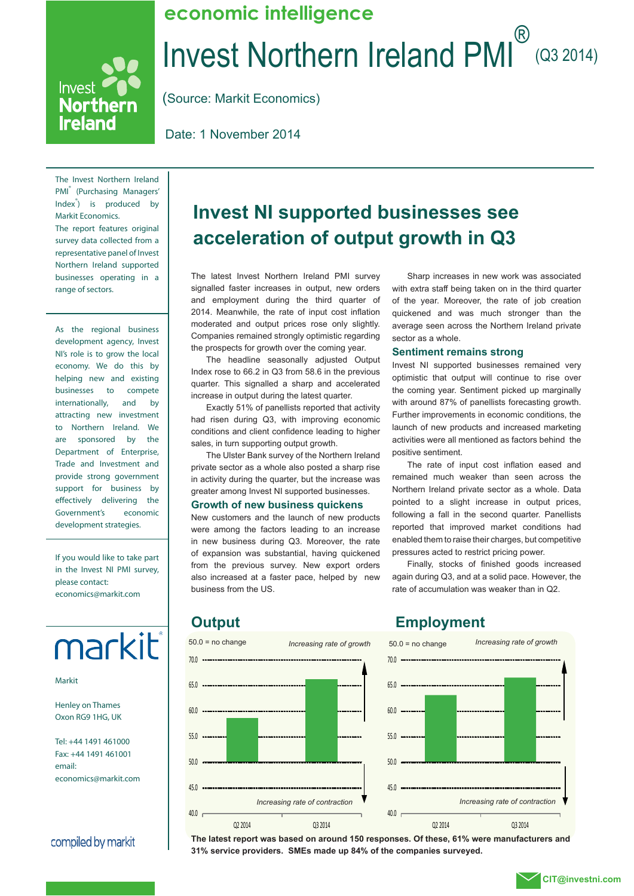economic intelligence

# Invest Northern Ireland PMI® (Q3 2014)

(Source: Markit Economics)

Date: 1 November 2014

The Invest Northern Ireland PMI® (Purchasing Managers' Index®) is produced by Markit Economics.
The report features original survey data collected from a representative panel of Invest Northern Ireland supported businesses operating in a range of sectors.

As the regional business development agency, Invest NI's role is to grow the local economy. We do this by helping new and existing businesses to compete internationally, and by attracting new investment to Northern Ireland. We are sponsored by the Department of Enterprise, Trade and Investment and provide strong government support for business by effectively delivering the Government's economic development strategies.

If you would like to take part in the Invest NI PMI survey, please contact: economics@markit.com

markit

Markit

Henley on Thames
Oxon RG9 1HG, UK

Tel: +44 1491 461000
Fax: +44 1491 461001
email:
economics@markit.com

compiled by markit

## Invest NI supported businesses see acceleration of output growth in Q3

The latest Invest Northern Ireland PMI survey signalled faster increases in output, new orders and employment during the third quarter of 2014. Meanwhile, the rate of input cost inflation moderated and output prices rose only slightly. Companies remained strongly optimistic regarding the prospects for growth over the coming year.

The headline seasonally adjusted Output Index rose to 66.2 in Q3 from 58.6 in the previous quarter. This signalled a sharp and accelerated increase in output during the latest quarter.

Exactly 51% of panellists reported that activity had risen during Q3, with improving economic conditions and client confidence leading to higher sales, in turn supporting output growth.

The Ulster Bank survey of the Northern Ireland private sector as a whole also posted a sharp rise in activity during the quarter, but the increase was greater among Invest NI supported businesses.

### Growth of new business quickens

New customers and the launch of new products were among the factors leading to an increase in new business during Q3. Moreover, the rate of expansion was substantial, having quickened from the previous survey. New export orders also increased at a faster pace, helped by new business from the US.

Sharp increases in new work was associated with extra staff being taken on in the third quarter of the year. Moreover, the rate of job creation quickened and was much stronger than the average seen across the Northern Ireland private sector as a whole.

### Sentiment remains strong

Invest NI supported businesses remained very optimistic that output will continue to rise over the coming year. Sentiment picked up marginally with around 87% of panellists forecasting growth. Further improvements in economic conditions, the launch of new products and increased marketing activities were all mentioned as factors behind the positive sentiment.

The rate of input cost inflation eased and remained much weaker than seen across the Northern Ireland private sector as a whole. Data pointed to a slight increase in output prices, following a fall in the second quarter. Panellists reported that improved market conditions had enabled them to raise their charges, but competitive pressures acted to restrict pricing power.

Finally, stocks of finished goods increased again during Q3, and at a solid pace. However, the rate of accumulation was weaker than in Q2.

### Output

50.0 = no change — Increasing rate of growth / Increasing rate of contraction

(Bar chart: Q2 2014 ≈ 58.6, Q3 2014 ≈ 66.2; axis 40.0–70.0)

### Employment

50.0 = no change — Increasing rate of growth / Increasing rate of contraction

(Bar chart: Q2 2014 ≈ 63, Q3 2014 ≈ 66; axis 40.0–70.0)

**The latest report was based on around 150 responses. Of these, 61% were manufacturers and 31% service providers. SMEs made up 84% of the companies surveyed.**

CIT@investni.com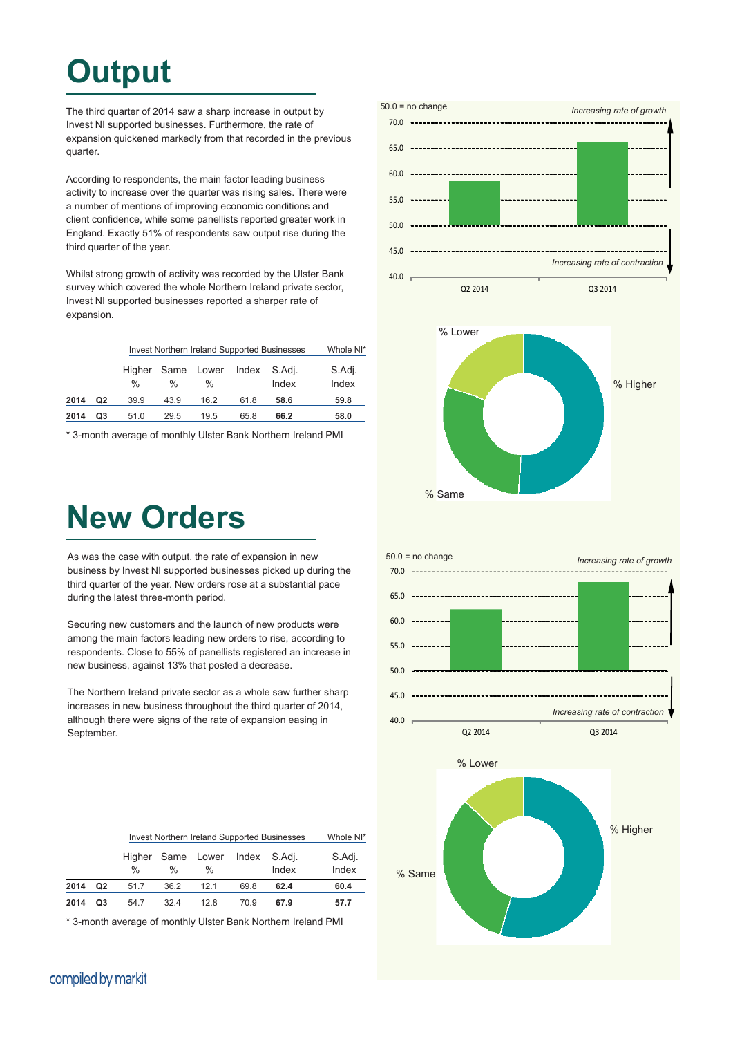# Output

The third quarter of 2014 saw a sharp increase in output by Invest NI supported businesses. Furthermore, the rate of expansion quickened markedly from that recorded in the previous quarter.

According to respondents, the main factor leading business activity to increase over the quarter was rising sales. There were a number of mentions of improving economic conditions and client confidence, while some panellists reported greater work in England. Exactly 51% of respondents saw output rise during the third quarter of the year.

Whilst strong growth of activity was recorded by the Ulster Bank survey which covered the whole Northern Ireland private sector, Invest NI supported businesses reported a sharper rate of expansion.

| | | Invest Northern Ireland Supported Businesses | | | | | Whole NI* |
|---|---|---|---|---|---|---|---|
| | | Higher % | Same % | Lower % | Index | S.Adj. Index | S.Adj. Index |
| **2014** | **Q2** | 39.9 | 43.9 | 16.2 | 61.8 | **58.6** | **59.8** |
| **2014** | **Q3** | 51.0 | 29.5 | 19.5 | 65.8 | **66.2** | **58.0** |

\* 3-month average of monthly Ulster Bank Northern Ireland PMI

# New Orders

As was the case with output, the rate of expansion in new business by Invest NI supported businesses picked up during the third quarter of the year. New orders rose at a substantial pace during the latest three-month period.

Securing new customers and the launch of new products were among the main factors leading new orders to rise, according to respondents. Close to 55% of panellists registered an increase in new business, against 13% that posted a decrease.

The Northern Ireland private sector as a whole saw further sharp increases in new business throughout the third quarter of 2014, although there were signs of the rate of expansion easing in September.

| | | Invest Northern Ireland Supported Businesses | | | | | Whole NI* |
|---|---|---|---|---|---|---|---|
| | | Higher % | Same % | Lower % | Index | S.Adj. Index | S.Adj. Index |
| **2014** | **Q2** | 51.7 | 36.2 | 12.1 | 69.8 | **62.4** | **60.4** |
| **2014** | **Q3** | 54.7 | 32.4 | 12.8 | 70.9 | **67.9** | **57.7** |

\* 3-month average of monthly Ulster Bank Northern Ireland PMI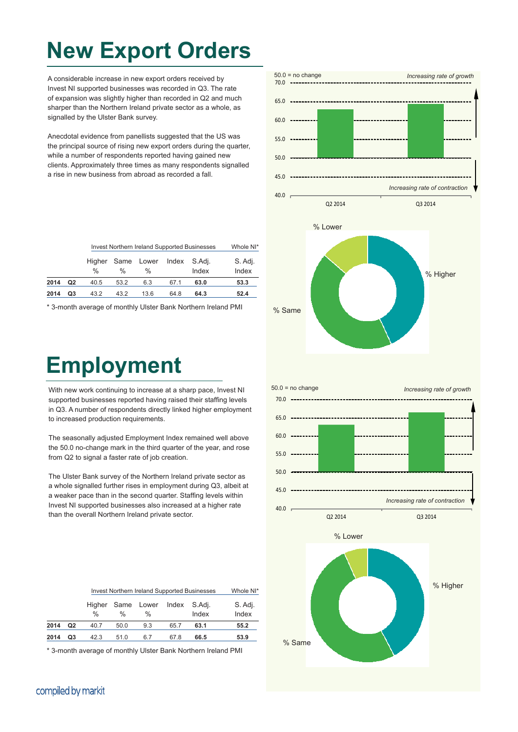# New Export Orders

A considerable increase in new export orders received by Invest NI supported businesses was recorded in Q3. The rate of expansion was slightly higher than recorded in Q2 and much sharper than the Northern Ireland private sector as a whole, as signalled by the Ulster Bank survey.

Anecdotal evidence from panellists suggested that the US was the principal source of rising new export orders during the quarter, while a number of respondents reported having gained new clients. Approximately three times as many respondents signalled a rise in new business from abroad as recorded a fall.

| | | Invest Northern Ireland Supported Businesses | | | | | Whole NI* |
|---|---|---|---|---|---|---|---|
| | | Higher % | Same % | Lower % | Index | S.Adj. Index | S. Adj. Index |
| 2014 | Q2 | 40.5 | 53.2 | 6.3 | 67.1 | **63.0** | **53.3** |
| 2014 | Q3 | 43.2 | 43.2 | 13.6 | 64.8 | **64.3** | **52.4** |

\* 3-month average of monthly Ulster Bank Northern Ireland PMI

# Employment

With new work continuing to increase at a sharp pace, Invest NI supported businesses reported having raised their staffing levels in Q3. A number of respondents directly linked higher employment to increased production requirements.

The seasonally adjusted Employment Index remained well above the 50.0 no-change mark in the third quarter of the year, and rose from Q2 to signal a faster rate of job creation.

The Ulster Bank survey of the Northern Ireland private sector as a whole signalled further rises in employment during Q3, albeit at a weaker pace than in the second quarter. Staffing levels within Invest NI supported businesses also increased at a higher rate than the overall Northern Ireland private sector.

| | | Invest Northern Ireland Supported Businesses | | | | | Whole NI* |
|---|---|---|---|---|---|---|---|
| | | Higher % | Same % | Lower % | Index | S.Adj. Index | S. Adj. Index |
| 2014 | Q2 | 40.7 | 50.0 | 9.3 | 65.7 | **63.1** | **55.2** |
| 2014 | Q3 | 42.3 | 51.0 | 6.7 | 67.8 | **66.5** | **53.9** |

\* 3-month average of monthly Ulster Bank Northern Ireland PMI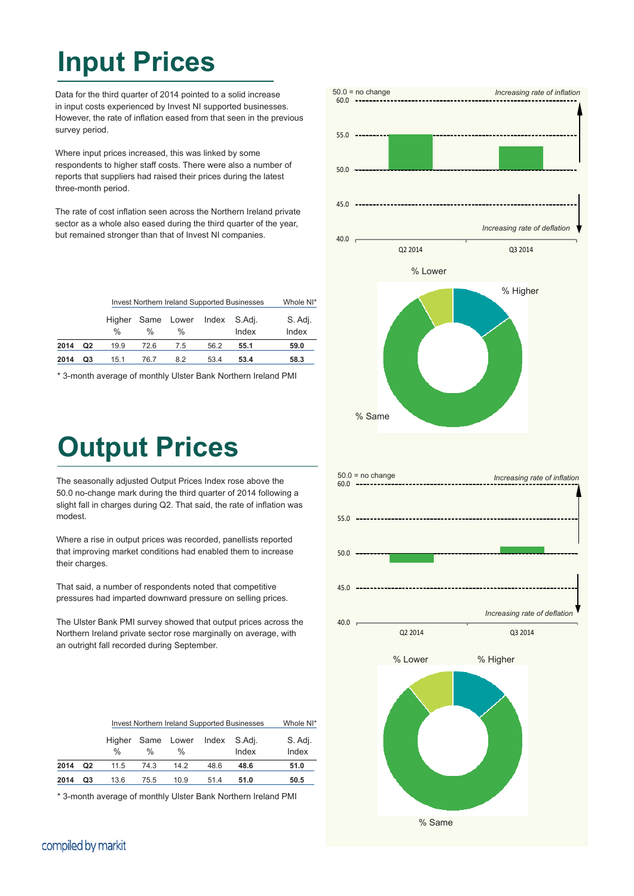# Input Prices

Data for the third quarter of 2014 pointed to a solid increase in input costs experienced by Invest NI supported businesses. However, the rate of inflation eased from that seen in the previous survey period.

Where input prices increased, this was linked by some respondents to higher staff costs. There were also a number of reports that suppliers had raised their prices during the latest three-month period.

The rate of cost inflation seen across the Northern Ireland private sector as a whole also eased during the third quarter of the year, but remained stronger than that of Invest NI companies.

| | | Invest Northern Ireland Supported Businesses | | | | | Whole NI* |
|---|---|---|---|---|---|---|---|
| | | Higher % | Same % | Lower % | Index | S.Adj. Index | S. Adj. Index |
| **2014** | **Q2** | 19.9 | 72.6 | 7.5 | 56.2 | **55.1** | **59.0** |
| **2014** | **Q3** | 15.1 | 76.7 | 8.2 | 53.4 | **53.4** | **58.3** |

\* 3-month average of monthly Ulster Bank Northern Ireland PMI

# Output Prices

The seasonally adjusted Output Prices Index rose above the 50.0 no-change mark during the third quarter of 2014 following a slight fall in charges during Q2. That said, the rate of inflation was modest.

Where a rise in output prices was recorded, panellists reported that improving market conditions had enabled them to increase their charges.

That said, a number of respondents noted that competitive pressures had imparted downward pressure on selling prices.

The Ulster Bank PMI survey showed that output prices across the Northern Ireland private sector rose marginally on average, with an outright fall recorded during September.

| | | Invest Northern Ireland Supported Businesses | | | | | Whole NI* |
|---|---|---|---|---|---|---|---|
| | | Higher % | Same % | Lower % | Index | S.Adj. Index | S. Adj. Index |
| **2014** | **Q2** | 11.5 | 74.3 | 14.2 | 48.6 | **48.6** | **51.0** |
| **2014** | **Q3** | 13.6 | 75.5 | 10.9 | 51.4 | **51.0** | **50.5** |

\* 3-month average of monthly Ulster Bank Northern Ireland PMI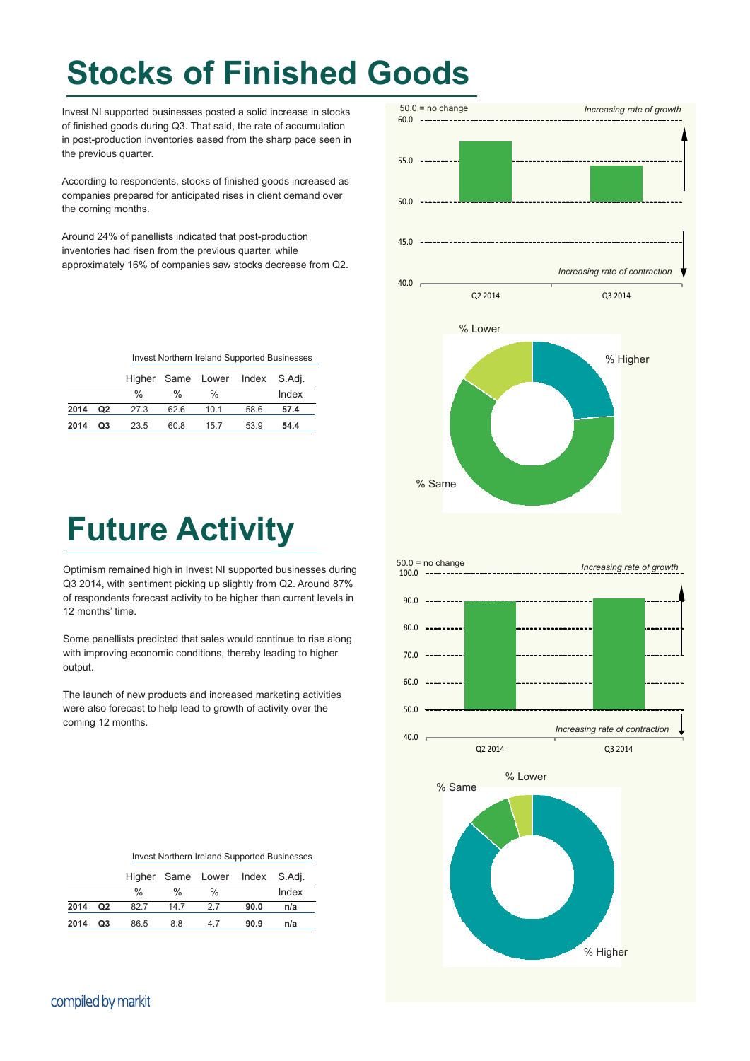# Stocks of Finished Goods

Invest NI supported businesses posted a solid increase in stocks of finished goods during Q3. That said, the rate of accumulation in post-production inventories eased from the sharp pace seen in the previous quarter.

According to respondents, stocks of finished goods increased as companies prepared for anticipated rises in client demand over the coming months.

Around 24% of panellists indicated that post-production inventories had risen from the previous quarter, while approximately 16% of companies saw stocks decrease from Q2.

Invest Northern Ireland Supported Businesses

| | | Higher | Same | Lower | Index | S.Adj. |
|---|---|---|---|---|---|---|
| | | % | % | % | | Index |
| **2014** | **Q2** | 27.3 | 62.6 | 10.1 | 58.6 | **57.4** |
| **2014** | **Q3** | 23.5 | 60.8 | 15.7 | 53.9 | **54.4** |

# Future Activity

Optimism remained high in Invest NI supported businesses during Q3 2014, with sentiment picking up slightly from Q2. Around 87% of respondents forecast activity to be higher than current levels in 12 months' time.

Some panellists predicted that sales would continue to rise along with improving economic conditions, thereby leading to higher output.

The launch of new products and increased marketing activities were also forecast to help lead to growth of activity over the coming 12 months.

Invest Northern Ireland Supported Businesses

| | | Higher | Same | Lower | Index | S.Adj. |
|---|---|---|---|---|---|---|
| | | % | % | % | | Index |
| **2014** | **Q2** | 82.7 | 14.7 | 2.7 | **90.0** | **n/a** |
| **2014** | **Q3** | 86.5 | 8.8 | 4.7 | **90.9** | **n/a** |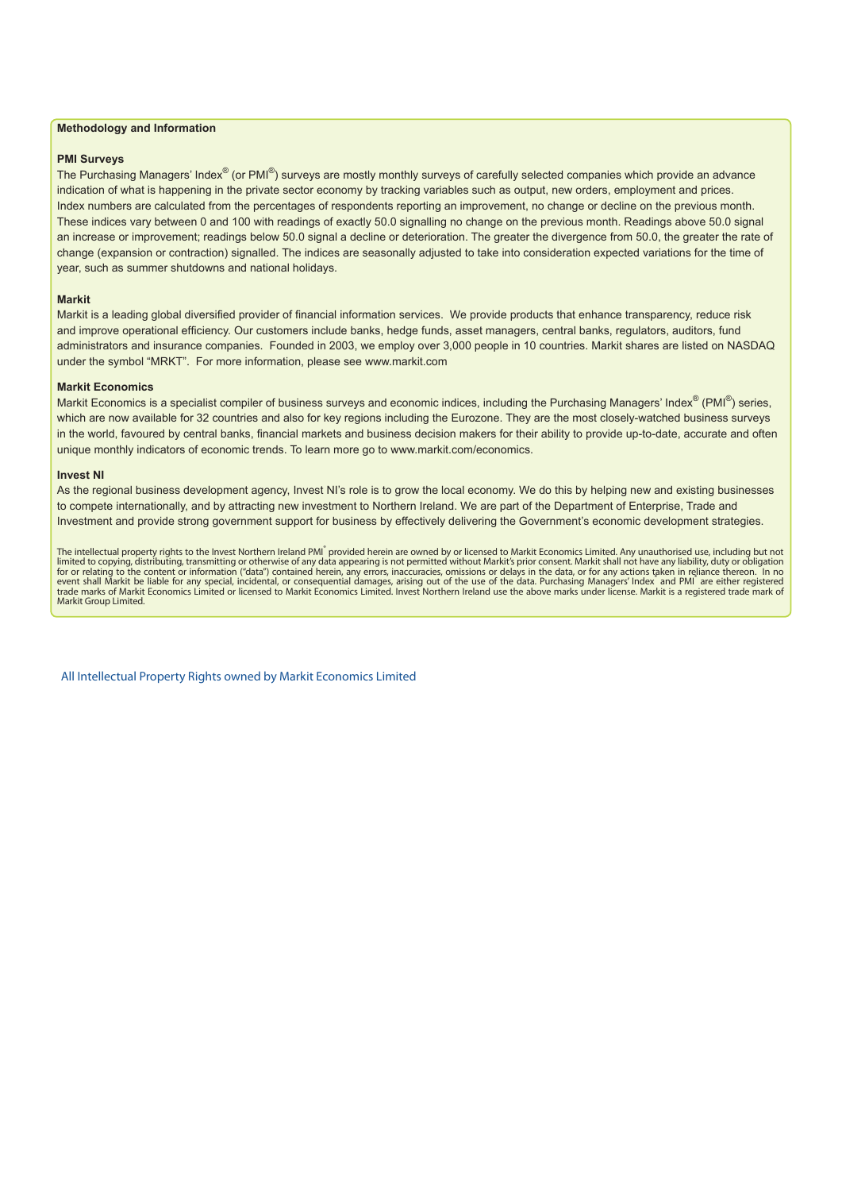## Methodology and Information

### PMI Surveys

The Purchasing Managers' Index® (or PMI®) surveys are mostly monthly surveys of carefully selected companies which provide an advance indication of what is happening in the private sector economy by tracking variables such as output, new orders, employment and prices. Index numbers are calculated from the percentages of respondents reporting an improvement, no change or decline on the previous month. These indices vary between 0 and 100 with readings of exactly 50.0 signalling no change on the previous month. Readings above 50.0 signal an increase or improvement; readings below 50.0 signal a decline or deterioration. The greater the divergence from 50.0, the greater the rate of change (expansion or contraction) signalled. The indices are seasonally adjusted to take into consideration expected variations for the time of year, such as summer shutdowns and national holidays.

### Markit

Markit is a leading global diversified provider of financial information services. We provide products that enhance transparency, reduce risk and improve operational efficiency. Our customers include banks, hedge funds, asset managers, central banks, regulators, auditors, fund administrators and insurance companies. Founded in 2003, we employ over 3,000 people in 10 countries. Markit shares are listed on NASDAQ under the symbol "MRKT". For more information, please see www.markit.com

### Markit Economics

Markit Economics is a specialist compiler of business surveys and economic indices, including the Purchasing Managers' Index® (PMI®) series, which are now available for 32 countries and also for key regions including the Eurozone. They are the most closely-watched business surveys in the world, favoured by central banks, financial markets and business decision makers for their ability to provide up-to-date, accurate and often unique monthly indicators of economic trends. To learn more go to www.markit.com/economics.

### Invest NI

As the regional business development agency, Invest NI's role is to grow the local economy. We do this by helping new and existing businesses to compete internationally, and by attracting new investment to Northern Ireland. We are part of the Department of Enterprise, Trade and Investment and provide strong government support for business by effectively delivering the Government's economic development strategies.

The intellectual property rights to the Invest Northern Ireland PMI® provided herein are owned by or licensed to Markit Economics Limited. Any unauthorised use, including but not limited to copying, distributing, transmitting or otherwise of any data appearing is not permitted without Markit's prior consent. Markit shall not have any liability, duty or obligation for or relating to the content or information ("data") contained herein, any errors, inaccuracies, omissions or delays in the data, or for any actions taken in reliance thereon. In no event shall Markit be liable for any special, incidental, or consequential damages, arising out of the use of the data. Purchasing Managers' Index® and PMI® are either registered trade marks of Markit Economics Limited or licensed to Markit Economics Limited. Invest Northern Ireland use the above marks under license. Markit is a registered trade mark of Markit Group Limited.

All Intellectual Property Rights owned by Markit Economics Limited